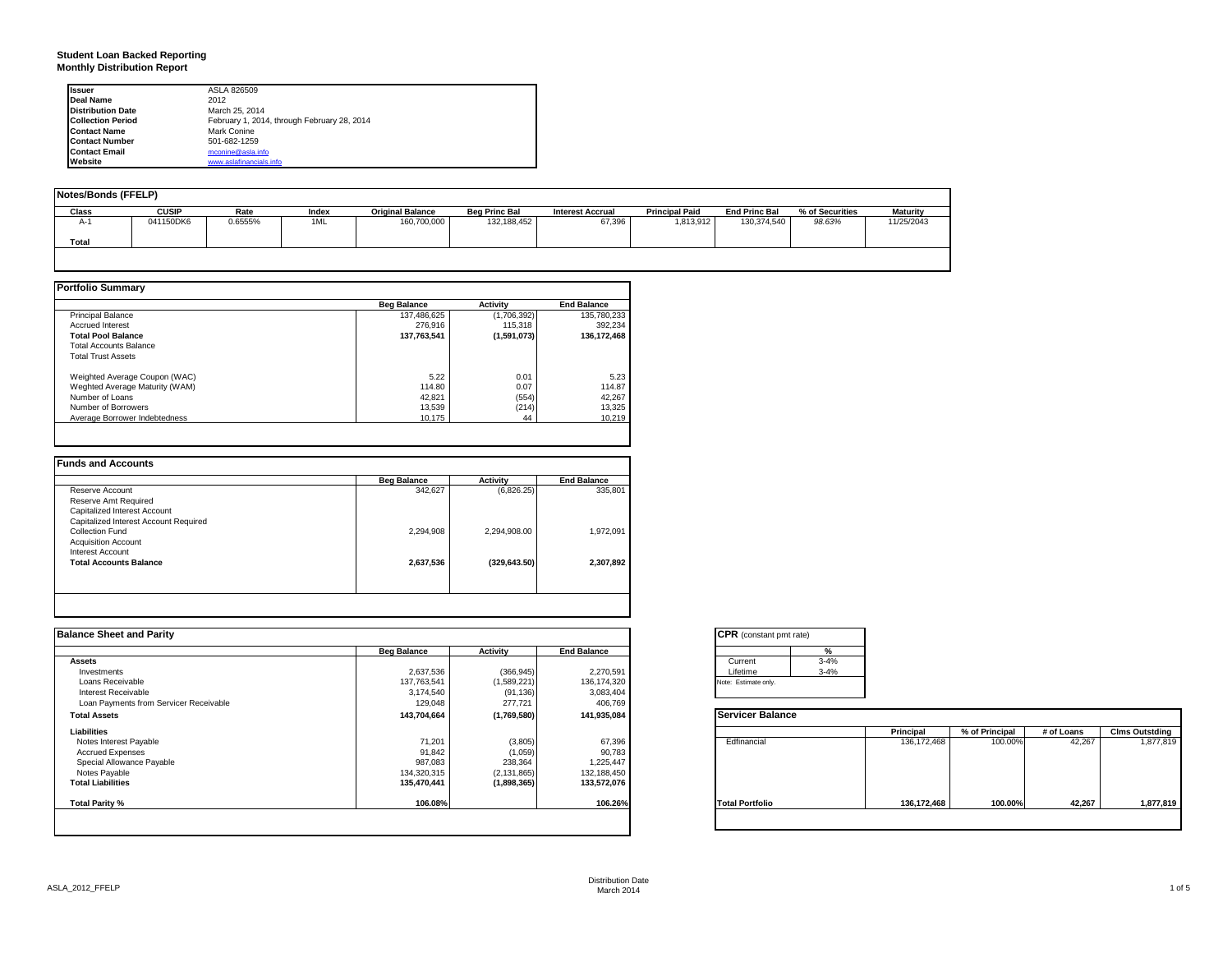**Student Loan Backed Reporting**
**Monthly Distribution Report**

| | |
|---|---|
| **Issuer** | ASLA 826509 |
| **Deal Name** | 2012 |
| **Distribution Date** | March 25, 2014 |
| **Collection Period** | February 1, 2014, through February 28, 2014 |
| **Contact Name** | Mark Conine |
| **Contact Number** | 501-682-1259 |
| **Contact Email** | mconine@asla.info |
| **Website** | www.aslafinancials.info |

**Notes/Bonds (FFELP)**

| Class | CUSIP | Rate | Index | Original Balance | Beg Princ Bal | Interest Accrual | Principal Paid | End Princ Bal | % of Securities | Maturity |
|---|---|---|---|---|---|---|---|---|---|---|
| A-1 | 041150DK6 | 0.6555% | 1ML | 160,700,000 | 132,188,452 | 67,396 | 1,813,912 | 130,374,540 | *98.63%* | 11/25/2043 |
| **Total** | | | | | | | | | | |

**Portfolio Summary**

| | Beg Balance | Activity | End Balance |
|---|---|---|---|
| Principal Balance | 137,486,625 | (1,706,392) | 135,780,233 |
| Accrued Interest | 276,916 | 115,318 | 392,234 |
| **Total Pool Balance** | **137,763,541** | **(1,591,073)** | **136,172,468** |
| Total Accounts Balance | | | |
| Total Trust Assets | | | |
| | | | |
| Weighted Average Coupon (WAC) | 5.22 | 0.01 | 5.23 |
| Weghted Average Maturity (WAM) | 114.80 | 0.07 | 114.87 |
| Number of Loans | 42,821 | (554) | 42,267 |
| Number of Borrowers | 13,539 | (214) | 13,325 |
| Average Borrower Indebtedness | 10,175 | 44 | 10,219 |

**Funds and Accounts**

| | Beg Balance | Activity | End Balance |
|---|---|---|---|
| Reserve Account | 342,627 | (6,826.25) | 335,801 |
| Reserve Amt Required | | | |
| Capitalized Interest Account | | | |
| Capitalized Interest Account Required | | | |
| Collection Fund | 2,294,908 | 2,294,908.00 | 1,972,091 |
| Acquisition Account | | | |
| Interest Account | | | |
| **Total Accounts Balance** | **2,637,536** | **(329,643.50)** | **2,307,892** |

**Balance Sheet and Parity**

| | Beg Balance | Activity | End Balance |
|---|---|---|---|
| **Assets** | | | |
| Investments | 2,637,536 | (366,945) | 2,270,591 |
| Loans Receivable | 137,763,541 | (1,589,221) | 136,174,320 |
| Interest Receivable | 3,174,540 | (91,136) | 3,083,404 |
| Loan Payments from Servicer Receivable | 129,048 | 277,721 | 406,769 |
| **Total Assets** | **143,704,664** | **(1,769,580)** | **141,935,084** |
| **Liabilities** | | | |
| Notes Interest Payable | 71,201 | (3,805) | 67,396 |
| Accrued Expenses | 91,842 | (1,059) | 90,783 |
| Special Allowance Payable | 987,083 | 238,364 | 1,225,447 |
| Notes Payable | 134,320,315 | (2,131,865) | 132,188,450 |
| **Total Liabilities** | **135,470,441** | **(1,898,365)** | **133,572,076** |
| | | | |
| **Total Parity %** | **106.08%** | | **106.26%** |

**CPR** (constant pmt rate)

| | % |
|---|---|
| Current | 3-4% |
| Lifetime | 3-4% |

Note: Estimate only.

**Servicer Balance**

| | Principal | % of Principal | # of Loans | Clms Outstding |
|---|---|---|---|---|
| Edfinancial | 136,172,468 | 100.00% | 42,267 | 1,877,819 |
| **Total Portfolio** | **136,172,468** | **100.00%** | **42,267** | **1,877,819** |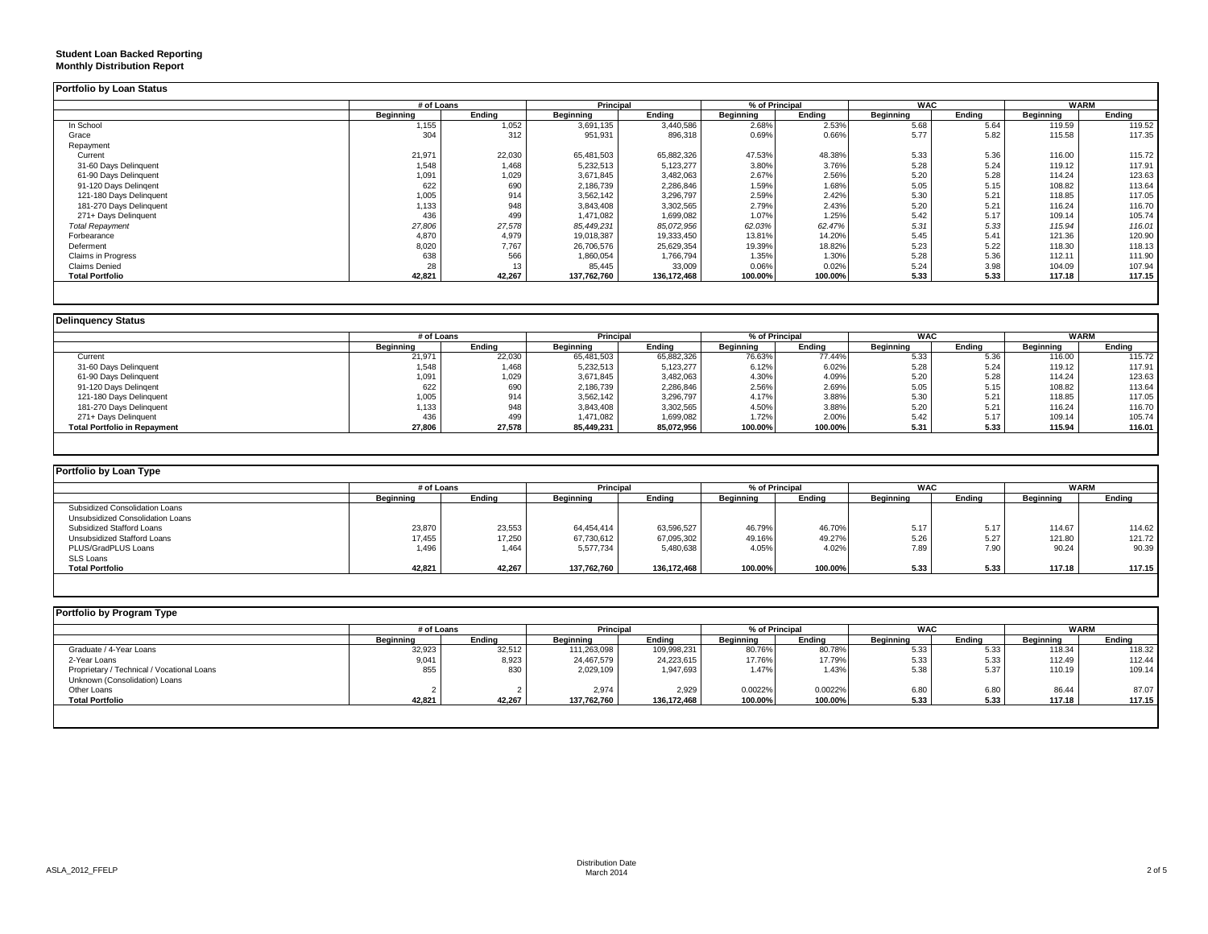**Student Loan Backed Reporting**
**Monthly Distribution Report**

## Portfolio by Loan Status

| | # of Loans | | Principal | | % of Principal | | WAC | | WARM | |
|---|---|---|---|---|---|---|---|---|---|---|
| | Beginning | Ending | Beginning | Ending | Beginning | Ending | Beginning | Ending | Beginning | Ending |
| In School | 1,155 | 1,052 | 3,691,135 | 3,440,586 | 2.68% | 2.53% | 5.68 | 5.64 | 119.59 | 119.52 |
| Grace | 304 | 312 | 951,931 | 896,318 | 0.69% | 0.66% | 5.77 | 5.82 | 115.58 | 117.35 |
| Repayment | | | | | | | | | | |
| Current | 21,971 | 22,030 | 65,481,503 | 65,882,326 | 47.53% | 48.38% | 5.33 | 5.36 | 116.00 | 115.72 |
| 31-60 Days Delinquent | 1,548 | 1,468 | 5,232,513 | 5,123,277 | 3.80% | 3.76% | 5.28 | 5.24 | 119.12 | 117.91 |
| 61-90 Days Delinquent | 1,091 | 1,029 | 3,671,845 | 3,482,063 | 2.67% | 2.56% | 5.20 | 5.28 | 114.24 | 123.63 |
| 91-120 Days Delingent | 622 | 690 | 2,186,739 | 2,286,846 | 1.59% | 1.68% | 5.05 | 5.15 | 108.82 | 113.64 |
| 121-180 Days Delinquent | 1,005 | 914 | 3,562,142 | 3,296,797 | 2.59% | 2.42% | 5.30 | 5.21 | 118.85 | 117.05 |
| 181-270 Days Delinquent | 1,133 | 948 | 3,843,408 | 3,302,565 | 2.79% | 2.43% | 5.20 | 5.21 | 116.24 | 116.70 |
| 271+ Days Delinquent | 436 | 499 | 1,471,082 | 1,699,082 | 1.07% | 1.25% | 5.42 | 5.17 | 109.14 | 105.74 |
| *Total Repayment* | *27,806* | *27,578* | *85,449,231* | *85,072,956* | *62.03%* | *62.47%* | *5.31* | *5.33* | *115.94* | *116.01* |
| Forbearance | 4,870 | 4,979 | 19,018,387 | 19,333,450 | 13.81% | 14.20% | 5.45 | 5.41 | 121.36 | 120.90 |
| Deferment | 8,020 | 7,767 | 26,706,576 | 25,629,354 | 19.39% | 18.82% | 5.23 | 5.22 | 118.30 | 118.13 |
| Claims in Progress | 638 | 566 | 1,860,054 | 1,766,794 | 1.35% | 1.30% | 5.28 | 5.36 | 112.11 | 111.90 |
| Claims Denied | 28 | 13 | 85,445 | 33,009 | 0.06% | 0.02% | 5.24 | 3.98 | 104.09 | 107.94 |
| **Total Portfolio** | **42,821** | **42,267** | **137,762,760** | **136,172,468** | **100.00%** | **100.00%** | **5.33** | **5.33** | **117.18** | **117.15** |

## Delinquency Status

| | # of Loans | | Principal | | % of Principal | | WAC | | WARM | |
|---|---|---|---|---|---|---|---|---|---|---|
| | Beginning | Ending | Beginning | Ending | Beginning | Ending | Beginning | Ending | Beginning | Ending |
| Current | 21,971 | 22,030 | 65,481,503 | 65,882,326 | 76.63% | 77.44% | 5.33 | 5.36 | 116.00 | 115.72 |
| 31-60 Days Delinquent | 1,548 | 1,468 | 5,232,513 | 5,123,277 | 6.12% | 6.02% | 5.28 | 5.24 | 119.12 | 117.91 |
| 61-90 Days Delinquent | 1,091 | 1,029 | 3,671,845 | 3,482,063 | 4.30% | 4.09% | 5.20 | 5.28 | 114.24 | 123.63 |
| 91-120 Days Delingent | 622 | 690 | 2,186,739 | 2,286,846 | 2.56% | 2.69% | 5.05 | 5.15 | 108.82 | 113.64 |
| 121-180 Days Delinquent | 1,005 | 914 | 3,562,142 | 3,296,797 | 4.17% | 3.88% | 5.30 | 5.21 | 118.85 | 117.05 |
| 181-270 Days Delinquent | 1,133 | 948 | 3,843,408 | 3,302,565 | 4.50% | 3.88% | 5.20 | 5.21 | 116.24 | 116.70 |
| 271+ Days Delinquent | 436 | 499 | 1,471,082 | 1,699,082 | 1.72% | 2.00% | 5.42 | 5.17 | 109.14 | 105.74 |
| **Total Portfolio in Repayment** | **27,806** | **27,578** | **85,449,231** | **85,072,956** | **100.00%** | **100.00%** | **5.31** | **5.33** | **115.94** | **116.01** |

## Portfolio by Loan Type

| | # of Loans | | Principal | | % of Principal | | WAC | | WARM | |
|---|---|---|---|---|---|---|---|---|---|---|
| | Beginning | Ending | Beginning | Ending | Beginning | Ending | Beginning | Ending | Beginning | Ending |
| Subsidized Consolidation Loans | | | | | | | | | | |
| Unsubsidized Consolidation Loans | | | | | | | | | | |
| Subsidized Stafford Loans | 23,870 | 23,553 | 64,454,414 | 63,596,527 | 46.79% | 46.70% | 5.17 | 5.17 | 114.67 | 114.62 |
| Unsubsidized Stafford Loans | 17,455 | 17,250 | 67,730,612 | 67,095,302 | 49.16% | 49.27% | 5.26 | 5.27 | 121.80 | 121.72 |
| PLUS/GradPLUS Loans | 1,496 | 1,464 | 5,577,734 | 5,480,638 | 4.05% | 4.02% | 7.89 | 7.90 | 90.24 | 90.39 |
| SLS Loans | | | | | | | | | | |
| **Total Portfolio** | **42,821** | **42,267** | **137,762,760** | **136,172,468** | **100.00%** | **100.00%** | **5.33** | **5.33** | **117.18** | **117.15** |

## Portfolio by Program Type

| | # of Loans | | Principal | | % of Principal | | WAC | | WARM | |
|---|---|---|---|---|---|---|---|---|---|---|
| | Beginning | Ending | Beginning | Ending | Beginning | Ending | Beginning | Ending | Beginning | Ending |
| Graduate / 4-Year Loans | 32,923 | 32,512 | 111,263,098 | 109,998,231 | 80.76% | 80.78% | 5.33 | 5.33 | 118.34 | 118.32 |
| 2-Year Loans | 9,041 | 8,923 | 24,467,579 | 24,223,615 | 17.76% | 17.79% | 5.33 | 5.33 | 112.49 | 112.44 |
| Proprietary / Technical / Vocational Loans | 855 | 830 | 2,029,109 | 1,947,693 | 1.47% | 1.43% | 5.38 | 5.37 | 110.19 | 109.14 |
| Unknown (Consolidation) Loans | | | | | | | | | | |
| Other Loans | 2 | 2 | 2,974 | 2,929 | 0.0022% | 0.0022% | 6.80 | 6.80 | 86.44 | 87.07 |
| **Total Portfolio** | **42,821** | **42,267** | **137,762,760** | **136,172,468** | **100.00%** | **100.00%** | **5.33** | **5.33** | **117.18** | **117.15** |

Distribution Date
March 2014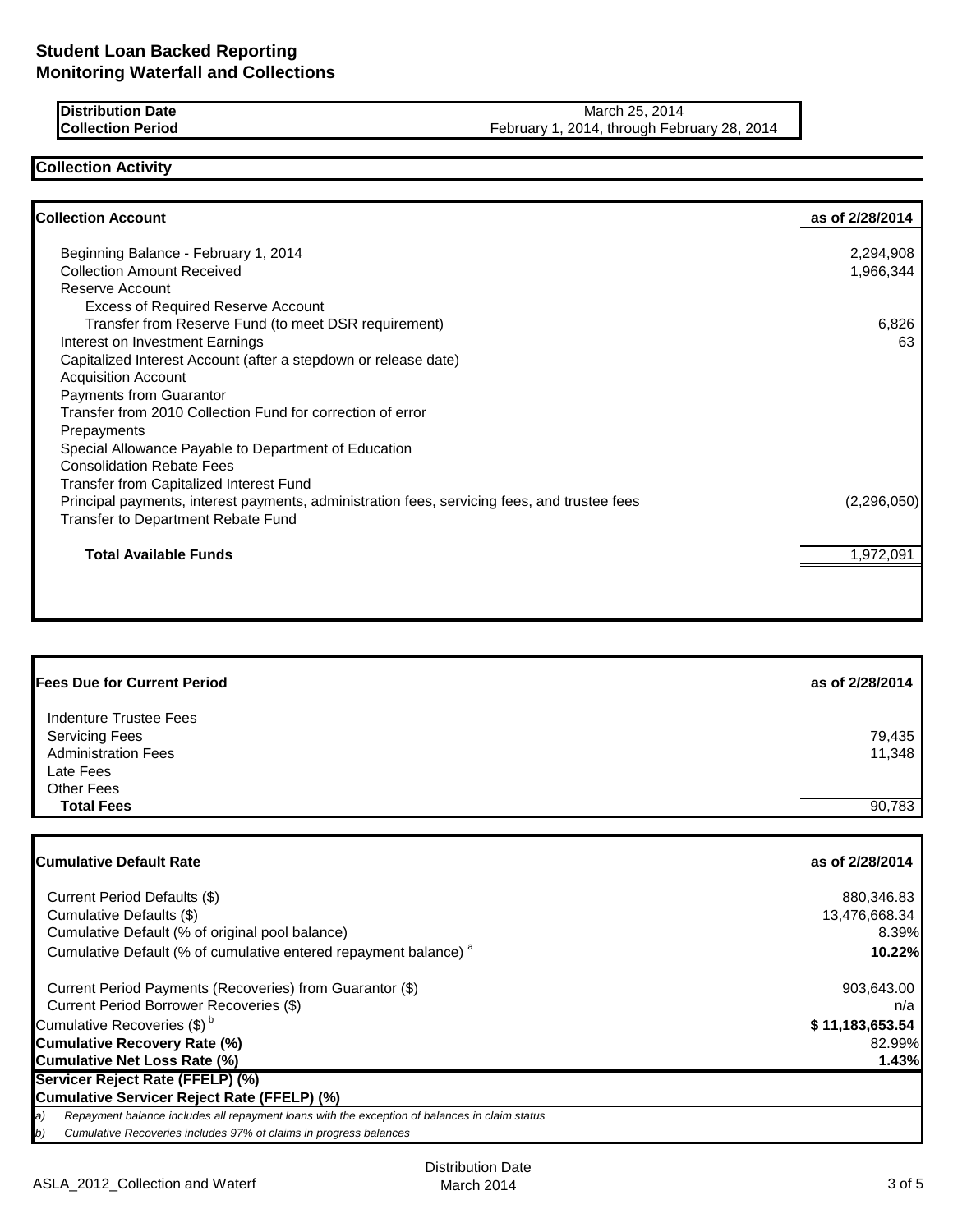# Student Loan Backed Reporting
# Monitoring Waterfall and Collections

| | |
|---|---|
| **Distribution Date** | March 25, 2014 |
| **Collection Period** | February 1, 2014, through February 28, 2014 |

## Collection Activity

| **Collection Account** | **as of 2/28/2014** |
|---|---|
| Beginning Balance - February 1, 2014 | 2,294,908 |
| Collection Amount Received | 1,966,344 |
| Reserve Account | |
| Excess of Required Reserve Account | |
| Transfer from Reserve Fund (to meet DSR requirement) | 6,826 |
| Interest on Investment Earnings | 63 |
| Capitalized Interest Account (after a stepdown or release date) | |
| Acquisition Account | |
| Payments from Guarantor | |
| Transfer from 2010 Collection Fund for correction of error | |
| Prepayments | |
| Special Allowance Payable to Department of Education | |
| Consolidation Rebate Fees | |
| Transfer from Capitalized Interest Fund | |
| Principal payments, interest payments, administration fees, servicing fees, and trustee fees | (2,296,050) |
| Transfer to Department Rebate Fund | |
| **Total Available Funds** | 1,972,091 |

| **Fees Due for Current Period** | **as of 2/28/2014** |
|---|---|
| Indenture Trustee Fees | |
| Servicing Fees | 79,435 |
| Administration Fees | 11,348 |
| Late Fees | |
| Other Fees | |
| **Total Fees** | 90,783 |

| **Cumulative Default Rate** | **as of 2/28/2014** |
|---|---|
| Current Period Defaults ($) | 880,346.83 |
| Cumulative Defaults ($) | 13,476,668.34 |
| Cumulative Default (% of original pool balance) | 8.39% |
| Cumulative Default (% of cumulative entered repayment balance) [a] | **10.22%** |
| Current Period Payments (Recoveries) from Guarantor ($) | 903,643.00 |
| Current Period Borrower Recoveries ($) | n/a |
| Cumulative Recoveries ($) [b] | **$ 11,183,653.54** |
| **Cumulative Recovery Rate (%)** | 82.99% |
| **Cumulative Net Loss Rate (%)** | **1.43%** |
| **Servicer Reject Rate (FFELP) (%)** | |
| **Cumulative Servicer Reject Rate (FFELP) (%)** | |

*a) Repayment balance includes all repayment loans with the exception of balances in claim status*

*b) Cumulative Recoveries includes 97% of claims in progress balances*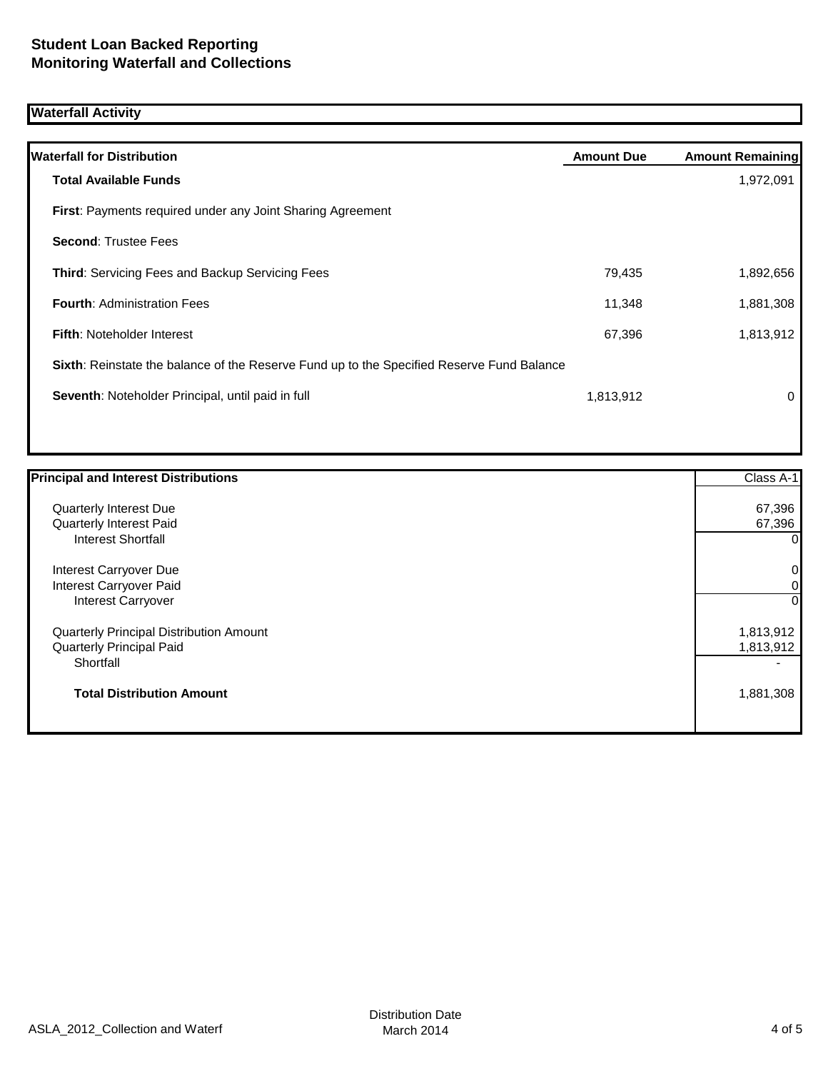## Student Loan Backed Reporting
## Monitoring Waterfall and Collections

### Waterfall Activity

| Waterfall for Distribution | Amount Due | Amount Remaining |
|---|---|---|
| **Total Available Funds** | | 1,972,091 |
| **First**: Payments required under any Joint Sharing Agreement | | |
| **Second**: Trustee Fees | | |
| **Third**: Servicing Fees and Backup Servicing Fees | 79,435 | 1,892,656 |
| **Fourth**: Administration Fees | 11,348 | 1,881,308 |
| **Fifth**: Noteholder Interest | 67,396 | 1,813,912 |
| **Sixth**: Reinstate the balance of the Reserve Fund up to the Specified Reserve Fund Balance | | |
| **Seventh**: Noteholder Principal, until paid in full | 1,813,912 | 0 |

| Principal and Interest Distributions | Class A-1 |
|---|---|
| Quarterly Interest Due | 67,396 |
| Quarterly Interest Paid | 67,396 |
| Interest Shortfall | 0 |
| Interest Carryover Due | 0 |
| Interest Carryover Paid | 0 |
| Interest Carryover | 0 |
| Quarterly Principal Distribution Amount | 1,813,912 |
| Quarterly Principal Paid | 1,813,912 |
| Shortfall | - |
| **Total Distribution Amount** | 1,881,308 |

ASLA_2012_Collection and Waterf

Distribution Date
March 2014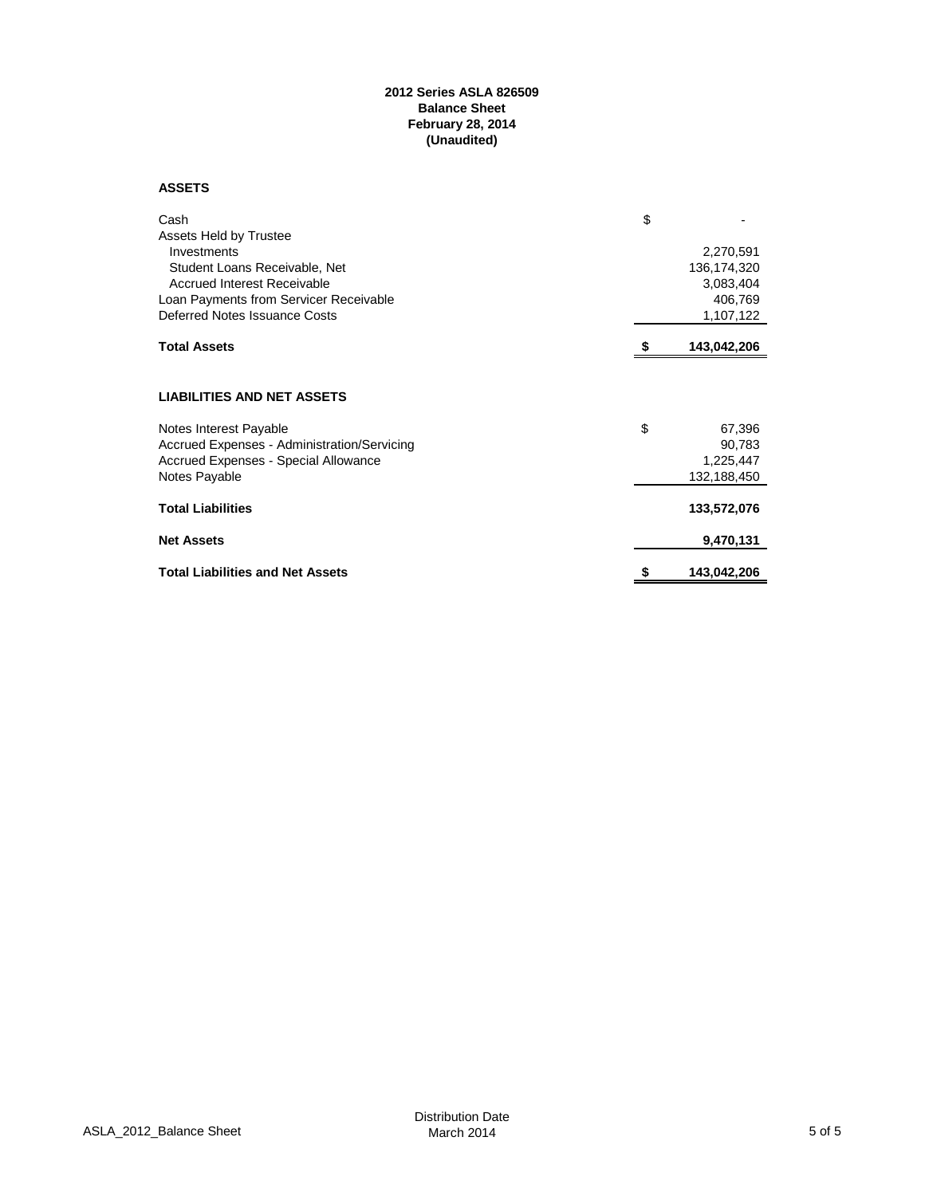**2012 Series ASLA 826509**
**Balance Sheet**
**February 28, 2014**
**(Unaudited)**

**ASSETS**

| | | |
|---|---|---|
| Cash | $ | - |
| Assets Held by Trustee | | |
| Investments | | 2,270,591 |
| Student Loans Receivable, Net | | 136,174,320 |
| Accrued Interest Receivable | | 3,083,404 |
| Loan Payments from Servicer Receivable | | 406,769 |
| Deferred Notes Issuance Costs | | 1,107,122 |
| **Total Assets** | **$** | **143,042,206** |

**LIABILITIES AND NET ASSETS**

| | | |
|---|---|---|
| Notes Interest Payable | $ | 67,396 |
| Accrued Expenses - Administration/Servicing | | 90,783 |
| Accrued Expenses - Special Allowance | | 1,225,447 |
| Notes Payable | | 132,188,450 |
| **Total Liabilities** | | **133,572,076** |
| **Net Assets** | | **9,470,131** |
| **Total Liabilities and Net Assets** | **$** | **143,042,206** |

ASLA_2012_Balance Sheet

Distribution Date
March 2014